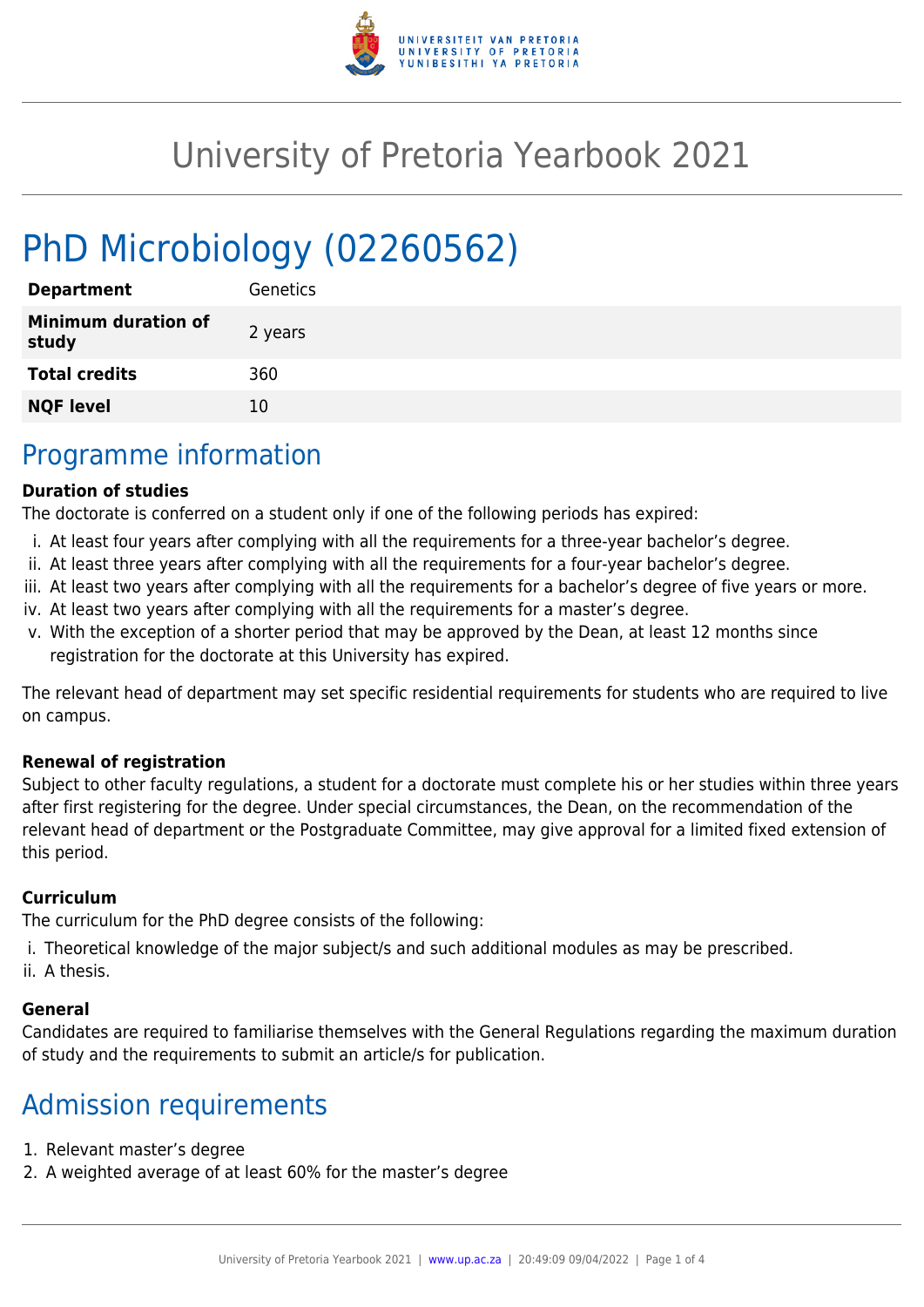# University of Pretoria Yearbook 2021

# PhD Microbiology (02260562)

| | |
|---|---|
| **Department** | Genetics |
| **Minimum duration of study** | 2 years |
| **Total credits** | 360 |
| **NQF level** | 10 |

## Programme information

**Duration of studies**

The doctorate is conferred on a student only if one of the following periods has expired:

i. At least four years after complying with all the requirements for a three-year bachelor's degree.
ii. At least three years after complying with all the requirements for a four-year bachelor's degree.
iii. At least two years after complying with all the requirements for a bachelor's degree of five years or more.
iv. At least two years after complying with all the requirements for a master's degree.
v. With the exception of a shorter period that may be approved by the Dean, at least 12 months since registration for the doctorate at this University has expired.

The relevant head of department may set specific residential requirements for students who are required to live on campus.

**Renewal of registration**

Subject to other faculty regulations, a student for a doctorate must complete his or her studies within three years after first registering for the degree. Under special circumstances, the Dean, on the recommendation of the relevant head of department or the Postgraduate Committee, may give approval for a limited fixed extension of this period.

**Curriculum**

The curriculum for the PhD degree consists of the following:

i. Theoretical knowledge of the major subject/s and such additional modules as may be prescribed.
ii. A thesis.

**General**

Candidates are required to familiarise themselves with the General Regulations regarding the maximum duration of study and the requirements to submit an article/s for publication.

## Admission requirements

1. Relevant master's degree
2. A weighted average of at least 60% for the master's degree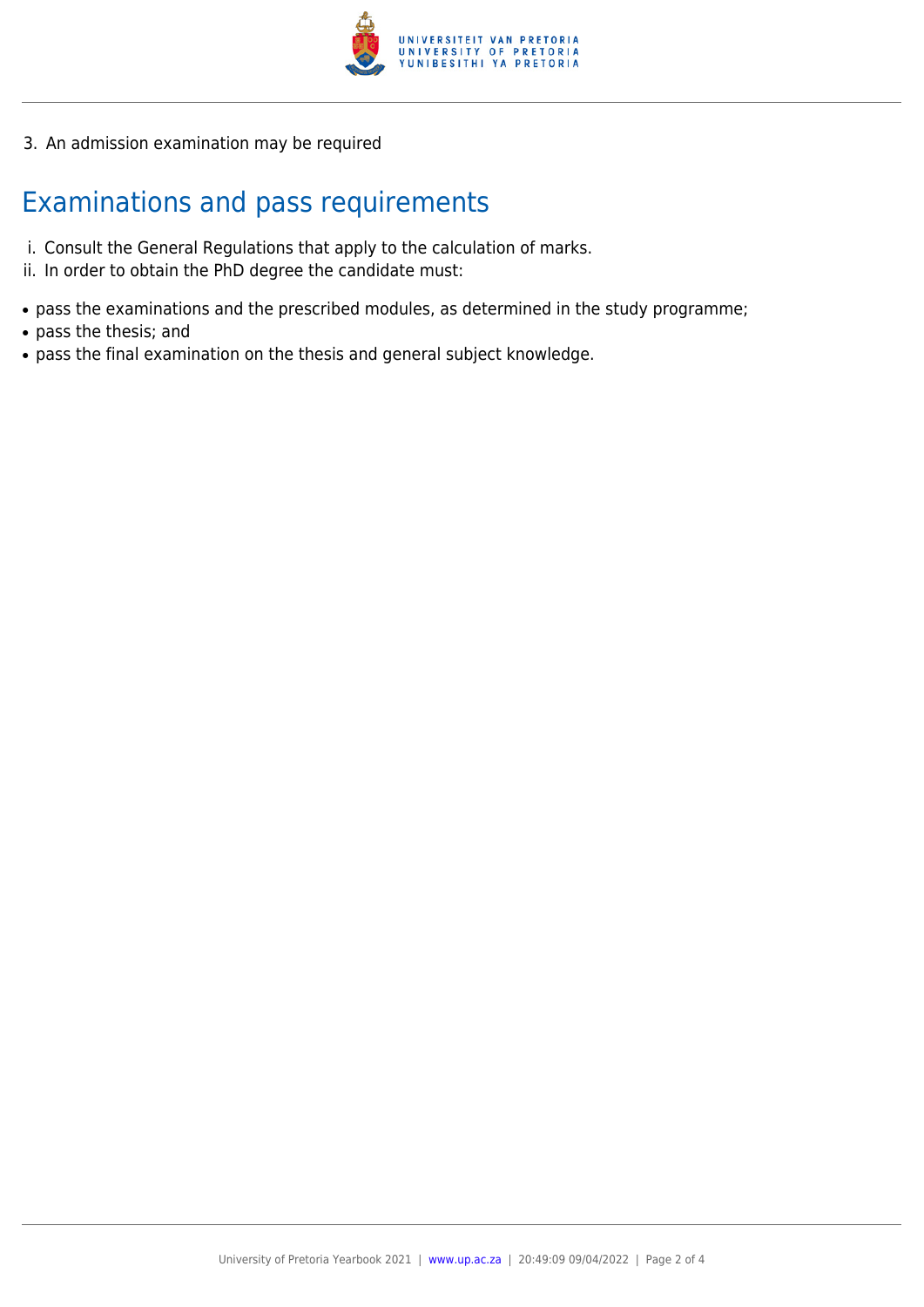3. An admission examination may be required

## Examinations and pass requirements

i. Consult the General Regulations that apply to the calculation of marks.
ii. In order to obtain the PhD degree the candidate must:

- pass the examinations and the prescribed modules, as determined in the study programme;
- pass the thesis; and
- pass the final examination on the thesis and general subject knowledge.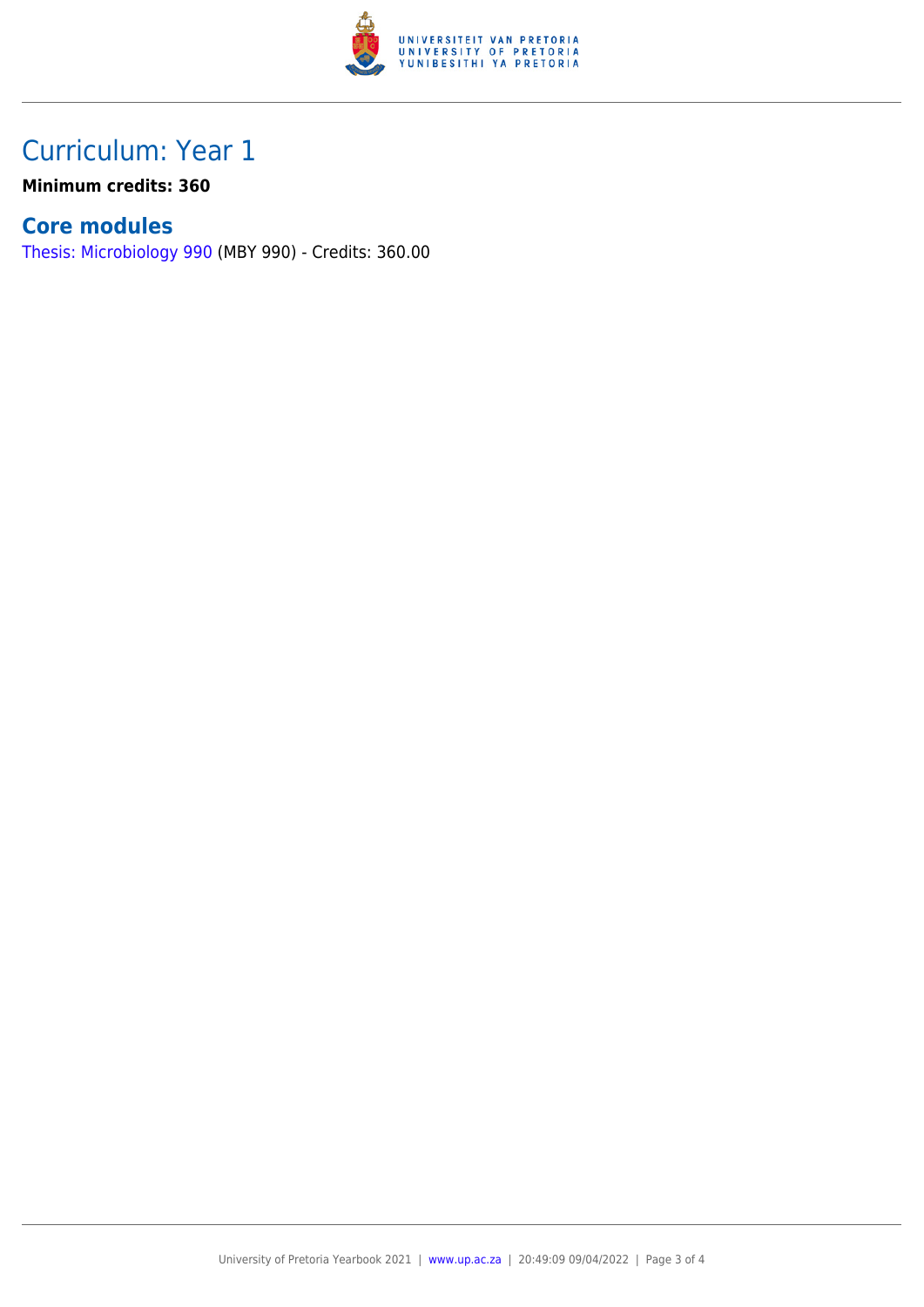# Curriculum: Year 1

**Minimum credits: 360**

## Core modules

Thesis: Microbiology 990 (MBY 990) - Credits: 360.00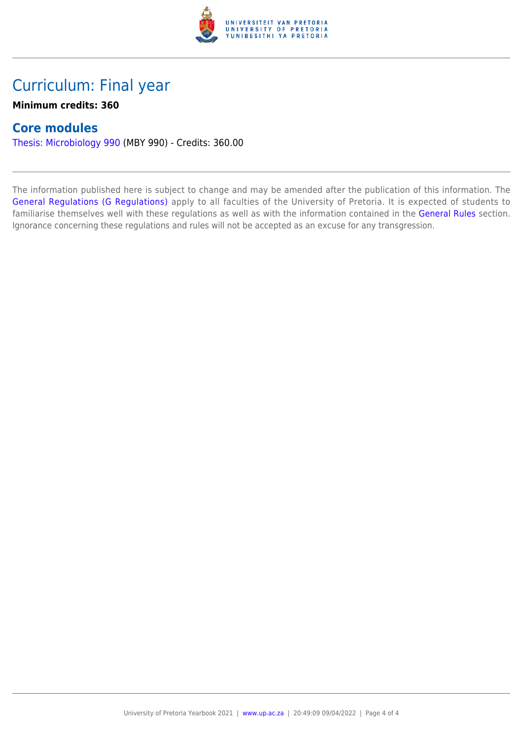# Curriculum: Final year

**Minimum credits: 360**

## Core modules

Thesis: Microbiology 990 (MBY 990) - Credits: 360.00

The information published here is subject to change and may be amended after the publication of this information. The General Regulations (G Regulations) apply to all faculties of the University of Pretoria. It is expected of students to familiarise themselves well with these regulations as well as with the information contained in the General Rules section. Ignorance concerning these regulations and rules will not be accepted as an excuse for any transgression.